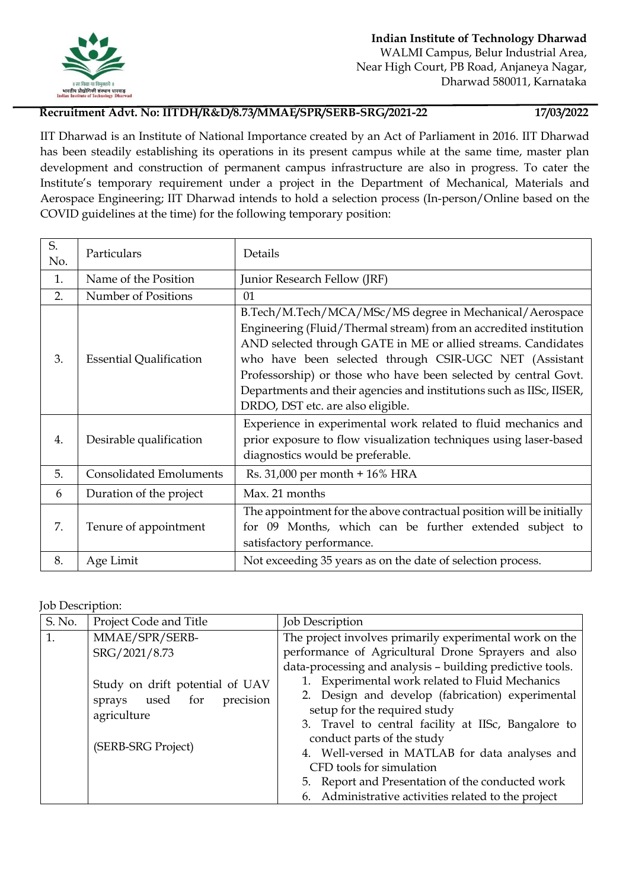**Indian Institute of Technology Dharwad**
WALMI Campus, Belur Industrial Area,
Near High Court, PB Road, Anjaneya Nagar,
Dharwad 580011, Karnataka

**Recruitment Advt. No: IITDH/R&D/8.73/MMAE/SPR/SERB-SRG/2021-22** **17/03/2022**

IIT Dharwad is an Institute of National Importance created by an Act of Parliament in 2016. IIT Dharwad has been steadily establishing its operations in its present campus while at the same time, master plan development and construction of permanent campus infrastructure are also in progress. To cater the Institute's temporary requirement under a project in the Department of Mechanical, Materials and Aerospace Engineering; IIT Dharwad intends to hold a selection process (In-person/Online based on the COVID guidelines at the time) for the following temporary position:

| S. No. | Particulars | Details |
|---|---|---|
| 1. | Name of the Position | Junior Research Fellow (JRF) |
| 2. | Number of Positions | 01 |
| 3. | Essential Qualification | B.Tech/M.Tech/MCA/MSc/MS degree in Mechanical/Aerospace Engineering (Fluid/Thermal stream) from an accredited institution AND selected through GATE in ME or allied streams. Candidates who have been selected through CSIR-UGC NET (Assistant Professorship) or those who have been selected by central Govt. Departments and their agencies and institutions such as IISc, IISER, DRDO, DST etc. are also eligible. |
| 4. | Desirable qualification | Experience in experimental work related to fluid mechanics and prior exposure to flow visualization techniques using laser-based diagnostics would be preferable. |
| 5. | Consolidated Emoluments | Rs. 31,000 per month + 16% HRA |
| 6 | Duration of the project | Max. 21 months |
| 7. | Tenure of appointment | The appointment for the above contractual position will be initially for 09 Months, which can be further extended subject to satisfactory performance. |
| 8. | Age Limit | Not exceeding 35 years as on the date of selection process. |

Job Description:

| S. No. | Project Code and Title | Job Description |
|---|---|---|
| 1. | MMAE/SPR/SERB-SRG/2021/8.73<br><br>Study on drift potential of UAV sprays used for precision agriculture<br><br>(SERB-SRG Project) | The project involves primarily experimental work on the performance of Agricultural Drone Sprayers and also data-processing and analysis – building predictive tools.<br>1. Experimental work related to Fluid Mechanics<br>2. Design and develop (fabrication) experimental setup for the required study<br>3. Travel to central facility at IISc, Bangalore to conduct parts of the study<br>4. Well-versed in MATLAB for data analyses and CFD tools for simulation<br>5. Report and Presentation of the conducted work<br>6. Administrative activities related to the project |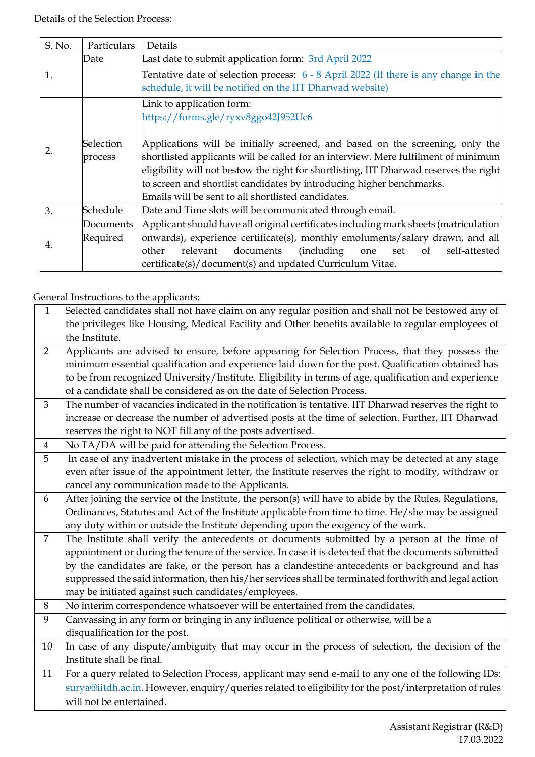Details of the Selection Process:

| S. No. | Particulars | Details |
|---|---|---|
| 1. | Date | Last date to submit application form: 3rd April 2022<br>Tentative date of selection process: 6 - 8 April 2022 (If there is any change in the schedule, it will be notified on the IIT Dharwad website) |
| 2. | Selection process | Link to application form: https://forms.gle/ryxv8ggo42J952Uc6<br><br>Applications will be initially screened, and based on the screening, only the shortlisted applicants will be called for an interview. Mere fulfilment of minimum eligibility will not bestow the right for shortlisting, IIT Dharwad reserves the right to screen and shortlist candidates by introducing higher benchmarks.<br>Emails will be sent to all shortlisted candidates. |
| 3. | Schedule | Date and Time slots will be communicated through email. |
| 4. | Documents Required | Applicant should have all original certificates including mark sheets (matriculation onwards), experience certificate(s), monthly emoluments/salary drawn, and all other relevant documents (including one set of self-attested certificate(s)/document(s) and updated Curriculum Vitae. |

General Instructions to the applicants:

| | |
|---|---|
| 1 | Selected candidates shall not have claim on any regular position and shall not be bestowed any of the privileges like Housing, Medical Facility and Other benefits available to regular employees of the Institute. |
| 2 | Applicants are advised to ensure, before appearing for Selection Process, that they possess the minimum essential qualification and experience laid down for the post. Qualification obtained has to be from recognized University/Institute. Eligibility in terms of age, qualification and experience of a candidate shall be considered as on the date of Selection Process. |
| 3 | The number of vacancies indicated in the notification is tentative. IIT Dharwad reserves the right to increase or decrease the number of advertised posts at the time of selection. Further, IIT Dharwad reserves the right to NOT fill any of the posts advertised. |
| 4 | No TA/DA will be paid for attending the Selection Process. |
| 5 | In case of any inadvertent mistake in the process of selection, which may be detected at any stage even after issue of the appointment letter, the Institute reserves the right to modify, withdraw or cancel any communication made to the Applicants. |
| 6 | After joining the service of the Institute, the person(s) will have to abide by the Rules, Regulations, Ordinances, Statutes and Act of the Institute applicable from time to time. He/she may be assigned any duty within or outside the Institute depending upon the exigency of the work. |
| 7 | The Institute shall verify the antecedents or documents submitted by a person at the time of appointment or during the tenure of the service. In case it is detected that the documents submitted by the candidates are fake, or the person has a clandestine antecedents or background and has suppressed the said information, then his/her services shall be terminated forthwith and legal action may be initiated against such candidates/employees. |
| 8 | No interim correspondence whatsoever will be entertained from the candidates. |
| 9 | Canvassing in any form or bringing in any influence political or otherwise, will be a disqualification for the post. |
| 10 | In case of any dispute/ambiguity that may occur in the process of selection, the decision of the Institute shall be final. |
| 11 | For a query related to Selection Process, applicant may send e-mail to any one of the following IDs: surya@iitdh.ac.in. However, enquiry/queries related to eligibility for the post/interpretation of rules will not be entertained. |

Assistant Registrar (R&D)
17.03.2022